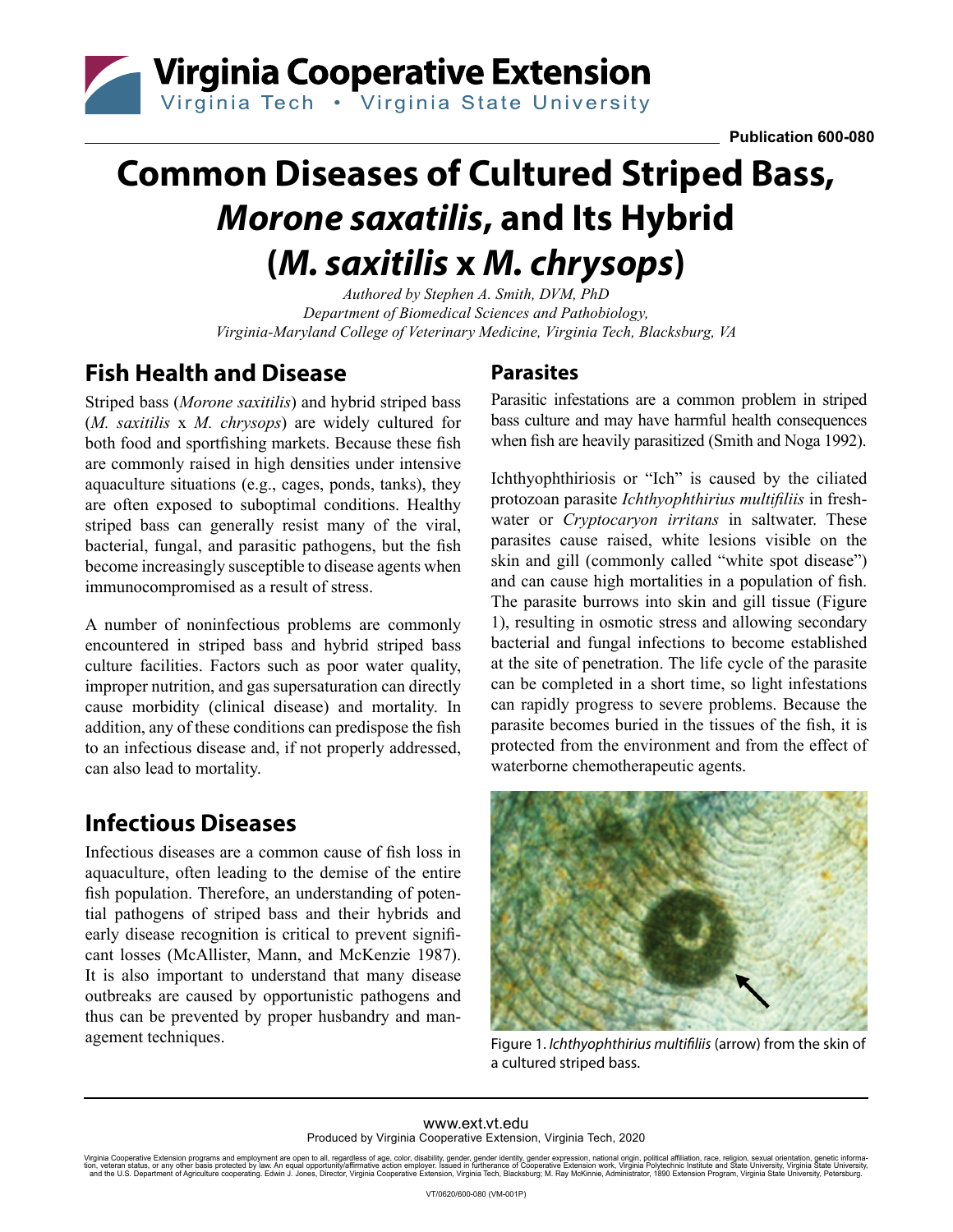Publication 600-080

# Common Diseases of Cultured Striped Bass, *Morone saxatilis*, and Its Hybrid (*M. saxitilis* x *M. chrysops*)

*Authored by Stephen A. Smith, DVM, PhD*
*Department of Biomedical Sciences and Pathobiology, Virginia-Maryland College of Veterinary Medicine, Virginia Tech, Blacksburg, VA*

## Fish Health and Disease

Striped bass (*Morone saxitilis*) and hybrid striped bass (*M. saxitilis* x *M. chrysops*) are widely cultured for both food and sportfishing markets. Because these fish are commonly raised in high densities under intensive aquaculture situations (e.g., cages, ponds, tanks), they are often exposed to suboptimal conditions. Healthy striped bass can generally resist many of the viral, bacterial, fungal, and parasitic pathogens, but the fish become increasingly susceptible to disease agents when immunocompromised as a result of stress.

A number of noninfectious problems are commonly encountered in striped bass and hybrid striped bass culture facilities. Factors such as poor water quality, improper nutrition, and gas supersaturation can directly cause morbidity (clinical disease) and mortality. In addition, any of these conditions can predispose the fish to an infectious disease and, if not properly addressed, can also lead to mortality.

## Infectious Diseases

Infectious diseases are a common cause of fish loss in aquaculture, often leading to the demise of the entire fish population. Therefore, an understanding of potential pathogens of striped bass and their hybrids and early disease recognition is critical to prevent significant losses (McAllister, Mann, and McKenzie 1987). It is also important to understand that many disease outbreaks are caused by opportunistic pathogens and thus can be prevented by proper husbandry and management techniques.

### Parasites

Parasitic infestations are a common problem in striped bass culture and may have harmful health consequences when fish are heavily parasitized (Smith and Noga 1992).

Ichthyophthiriosis or "Ich" is caused by the ciliated protozoan parasite *Ichthyophthirius multifiliis* in freshwater or *Cryptocaryon irritans* in saltwater. These parasites cause raised, white lesions visible on the skin and gill (commonly called "white spot disease") and can cause high mortalities in a population of fish. The parasite burrows into skin and gill tissue (Figure 1), resulting in osmotic stress and allowing secondary bacterial and fungal infections to become established at the site of penetration. The life cycle of the parasite can be completed in a short time, so light infestations can rapidly progress to severe problems. Because the parasite becomes buried in the tissues of the fish, it is protected from the environment and from the effect of waterborne chemotherapeutic agents.

Figure 1. *Ichthyophthirius multifiliis* (arrow) from the skin of a cultured striped bass.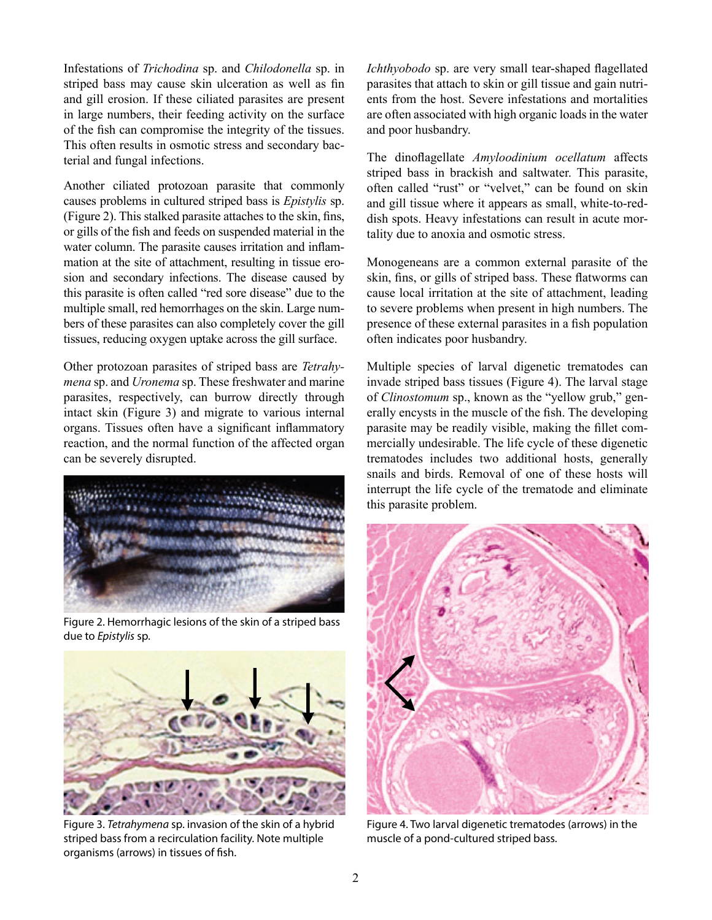Infestations of *Trichodina* sp. and *Chilodonella* sp. in striped bass may cause skin ulceration as well as fin and gill erosion. If these ciliated parasites are present in large numbers, their feeding activity on the surface of the fish can compromise the integrity of the tissues. This often results in osmotic stress and secondary bacterial and fungal infections.

Another ciliated protozoan parasite that commonly causes problems in cultured striped bass is *Epistylis* sp. (Figure 2). This stalked parasite attaches to the skin, fins, or gills of the fish and feeds on suspended material in the water column. The parasite causes irritation and inflammation at the site of attachment, resulting in tissue erosion and secondary infections. The disease caused by this parasite is often called "red sore disease" due to the multiple small, red hemorrhages on the skin. Large numbers of these parasites can also completely cover the gill tissues, reducing oxygen uptake across the gill surface.

Other protozoan parasites of striped bass are *Tetrahymena* sp. and *Uronema* sp. These freshwater and marine parasites, respectively, can burrow directly through intact skin (Figure 3) and migrate to various internal organs. Tissues often have a significant inflammatory reaction, and the normal function of the affected organ can be severely disrupted.

Figure 2. Hemorrhagic lesions of the skin of a striped bass due to *Epistylis* sp.

Figure 3. *Tetrahymena* sp. invasion of the skin of a hybrid striped bass from a recirculation facility. Note multiple organisms (arrows) in tissues of fish.

*Ichthyobodo* sp. are very small tear-shaped flagellated parasites that attach to skin or gill tissue and gain nutrients from the host. Severe infestations and mortalities are often associated with high organic loads in the water and poor husbandry.

The dinoflagellate *Amyloodinium ocellatum* affects striped bass in brackish and saltwater. This parasite, often called "rust" or "velvet," can be found on skin and gill tissue where it appears as small, white-to-reddish spots. Heavy infestations can result in acute mortality due to anoxia and osmotic stress.

Monogeneans are a common external parasite of the skin, fins, or gills of striped bass. These flatworms can cause local irritation at the site of attachment, leading to severe problems when present in high numbers. The presence of these external parasites in a fish population often indicates poor husbandry.

Multiple species of larval digenetic trematodes can invade striped bass tissues (Figure 4). The larval stage of *Clinostomum* sp., known as the "yellow grub," generally encysts in the muscle of the fish. The developing parasite may be readily visible, making the fillet commercially undesirable. The life cycle of these digenetic trematodes includes two additional hosts, generally snails and birds. Removal of one of these hosts will interrupt the life cycle of the trematode and eliminate this parasite problem.

Figure 4. Two larval digenetic trematodes (arrows) in the muscle of a pond-cultured striped bass.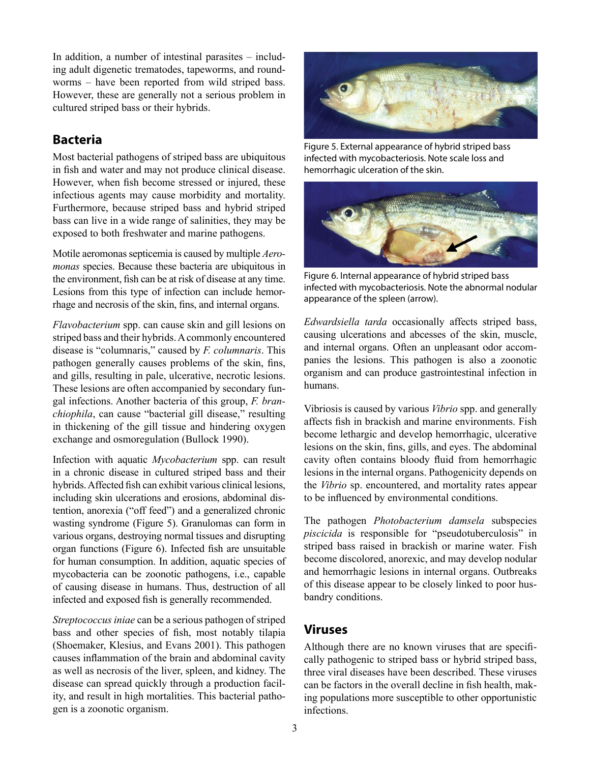In addition, a number of intestinal parasites – including adult digenetic trematodes, tapeworms, and roundworms – have been reported from wild striped bass. However, these are generally not a serious problem in cultured striped bass or their hybrids.

## Bacteria

Most bacterial pathogens of striped bass are ubiquitous in fish and water and may not produce clinical disease. However, when fish become stressed or injured, these infectious agents may cause morbidity and mortality. Furthermore, because striped bass and hybrid striped bass can live in a wide range of salinities, they may be exposed to both freshwater and marine pathogens.

Motile aeromonas septicemia is caused by multiple *Aeromonas* species. Because these bacteria are ubiquitous in the environment, fish can be at risk of disease at any time. Lesions from this type of infection can include hemorrhage and necrosis of the skin, fins, and internal organs.

*Flavobacterium* spp. can cause skin and gill lesions on striped bass and their hybrids. A commonly encountered disease is "columnaris," caused by *F. columnaris*. This pathogen generally causes problems of the skin, fins, and gills, resulting in pale, ulcerative, necrotic lesions. These lesions are often accompanied by secondary fungal infections. Another bacteria of this group, *F. branchiophila*, can cause "bacterial gill disease," resulting in thickening of the gill tissue and hindering oxygen exchange and osmoregulation (Bullock 1990).

Infection with aquatic *Mycobacterium* spp. can result in a chronic disease in cultured striped bass and their hybrids. Affected fish can exhibit various clinical lesions, including skin ulcerations and erosions, abdominal distention, anorexia ("off feed") and a generalized chronic wasting syndrome (Figure 5). Granulomas can form in various organs, destroying normal tissues and disrupting organ functions (Figure 6). Infected fish are unsuitable for human consumption. In addition, aquatic species of mycobacteria can be zoonotic pathogens, i.e., capable of causing disease in humans. Thus, destruction of all infected and exposed fish is generally recommended.

*Streptococcus iniae* can be a serious pathogen of striped bass and other species of fish, most notably tilapia (Shoemaker, Klesius, and Evans 2001). This pathogen causes inflammation of the brain and abdominal cavity as well as necrosis of the liver, spleen, and kidney. The disease can spread quickly through a production facility, and result in high mortalities. This bacterial pathogen is a zoonotic organism.

Figure 5. External appearance of hybrid striped bass infected with mycobacteriosis. Note scale loss and hemorrhagic ulceration of the skin.

Figure 6. Internal appearance of hybrid striped bass infected with mycobacteriosis. Note the abnormal nodular appearance of the spleen (arrow).

*Edwardsiella tarda* occasionally affects striped bass, causing ulcerations and abcesses of the skin, muscle, and internal organs. Often an unpleasant odor accompanies the lesions. This pathogen is also a zoonotic organism and can produce gastrointestinal infection in humans.

Vibriosis is caused by various *Vibrio* spp. and generally affects fish in brackish and marine environments. Fish become lethargic and develop hemorrhagic, ulcerative lesions on the skin, fins, gills, and eyes. The abdominal cavity often contains bloody fluid from hemorrhagic lesions in the internal organs. Pathogenicity depends on the *Vibrio* sp. encountered, and mortality rates appear to be influenced by environmental conditions.

The pathogen *Photobacterium damsela* subspecies *piscicida* is responsible for "pseudotuberculosis" in striped bass raised in brackish or marine water. Fish become discolored, anorexic, and may develop nodular and hemorrhagic lesions in internal organs. Outbreaks of this disease appear to be closely linked to poor husbandry conditions.

## Viruses

Although there are no known viruses that are specifically pathogenic to striped bass or hybrid striped bass, three viral diseases have been described. These viruses can be factors in the overall decline in fish health, making populations more susceptible to other opportunistic infections.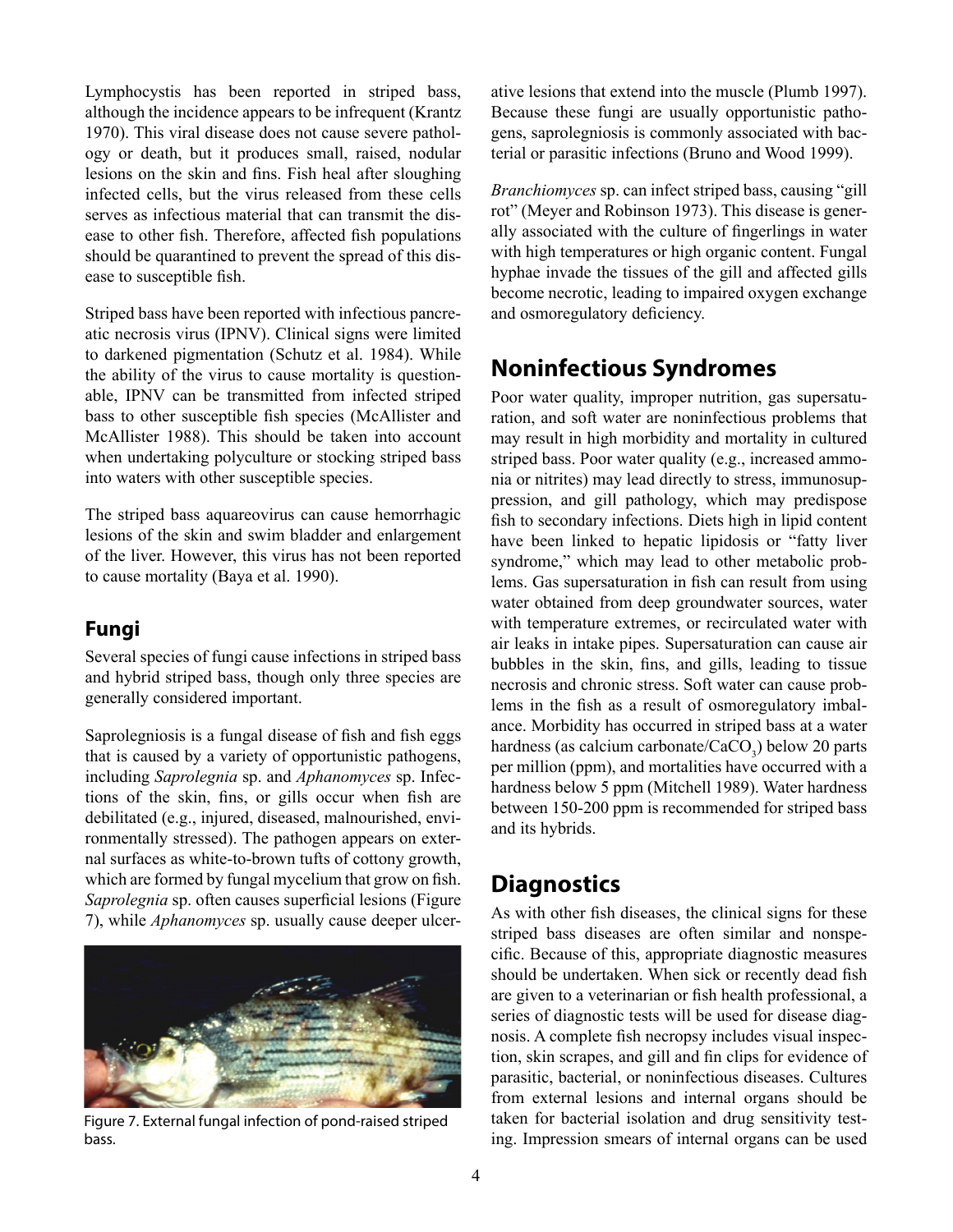Lymphocystis has been reported in striped bass, although the incidence appears to be infrequent (Krantz 1970). This viral disease does not cause severe pathology or death, but it produces small, raised, nodular lesions on the skin and fins. Fish heal after sloughing infected cells, but the virus released from these cells serves as infectious material that can transmit the disease to other fish. Therefore, affected fish populations should be quarantined to prevent the spread of this disease to susceptible fish.

Striped bass have been reported with infectious pancreatic necrosis virus (IPNV). Clinical signs were limited to darkened pigmentation (Schutz et al. 1984). While the ability of the virus to cause mortality is questionable, IPNV can be transmitted from infected striped bass to other susceptible fish species (McAllister and McAllister 1988). This should be taken into account when undertaking polyculture or stocking striped bass into waters with other susceptible species.

The striped bass aquareovirus can cause hemorrhagic lesions of the skin and swim bladder and enlargement of the liver. However, this virus has not been reported to cause mortality (Baya et al. 1990).

### Fungi

Several species of fungi cause infections in striped bass and hybrid striped bass, though only three species are generally considered important.

Saprolegniosis is a fungal disease of fish and fish eggs that is caused by a variety of opportunistic pathogens, including *Saprolegnia* sp. and *Aphanomyces* sp. Infections of the skin, fins, or gills occur when fish are debilitated (e.g., injured, diseased, malnourished, environmentally stressed). The pathogen appears on external surfaces as white-to-brown tufts of cottony growth, which are formed by fungal mycelium that grow on fish. *Saprolegnia* sp. often causes superficial lesions (Figure 7), while *Aphanomyces* sp. usually cause deeper ulcerative lesions that extend into the muscle (Plumb 1997). Because these fungi are usually opportunistic pathogens, saprolegniosis is commonly associated with bacterial or parasitic infections (Bruno and Wood 1999).

Figure 7. External fungal infection of pond-raised striped bass.

*Branchiomyces* sp. can infect striped bass, causing "gill rot" (Meyer and Robinson 1973). This disease is generally associated with the culture of fingerlings in water with high temperatures or high organic content. Fungal hyphae invade the tissues of the gill and affected gills become necrotic, leading to impaired oxygen exchange and osmoregulatory deficiency.

## Noninfectious Syndromes

Poor water quality, improper nutrition, gas supersaturation, and soft water are noninfectious problems that may result in high morbidity and mortality in cultured striped bass. Poor water quality (e.g., increased ammonia or nitrites) may lead directly to stress, immunosuppression, and gill pathology, which may predispose fish to secondary infections. Diets high in lipid content have been linked to hepatic lipidosis or "fatty liver syndrome," which may lead to other metabolic problems. Gas supersaturation in fish can result from using water obtained from deep groundwater sources, water with temperature extremes, or recirculated water with air leaks in intake pipes. Supersaturation can cause air bubbles in the skin, fins, and gills, leading to tissue necrosis and chronic stress. Soft water can cause problems in the fish as a result of osmoregulatory imbalance. Morbidity has occurred in striped bass at a water hardness (as calcium carbonate/$CaCO_3$) below 20 parts per million (ppm), and mortalities have occurred with a hardness below 5 ppm (Mitchell 1989). Water hardness between 150-200 ppm is recommended for striped bass and its hybrids.

## Diagnostics

As with other fish diseases, the clinical signs for these striped bass diseases are often similar and nonspecific. Because of this, appropriate diagnostic measures should be undertaken. When sick or recently dead fish are given to a veterinarian or fish health professional, a series of diagnostic tests will be used for disease diagnosis. A complete fish necropsy includes visual inspection, skin scrapes, and gill and fin clips for evidence of parasitic, bacterial, or noninfectious diseases. Cultures from external lesions and internal organs should be taken for bacterial isolation and drug sensitivity testing. Impression smears of internal organs can be used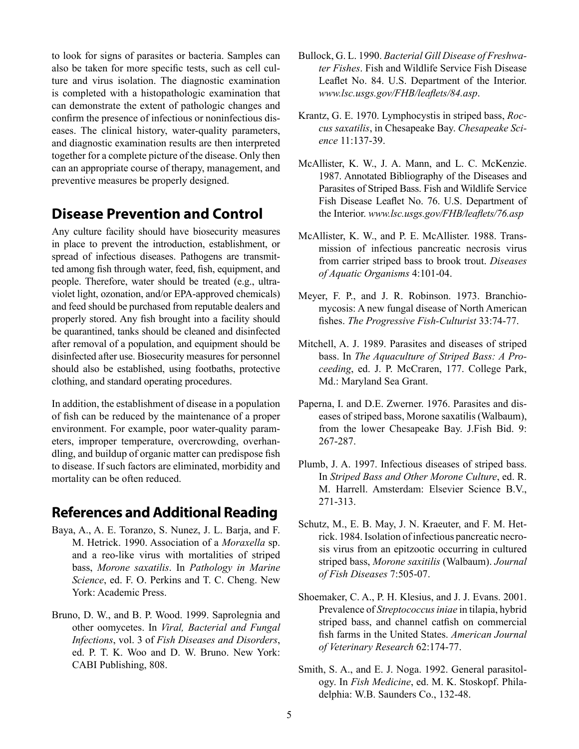to look for signs of parasites or bacteria. Samples can also be taken for more specific tests, such as cell culture and virus isolation. The diagnostic examination is completed with a histopathologic examination that can demonstrate the extent of pathologic changes and confirm the presence of infectious or noninfectious diseases. The clinical history, water-quality parameters, and diagnostic examination results are then interpreted together for a complete picture of the disease. Only then can an appropriate course of therapy, management, and preventive measures be properly designed.

## Disease Prevention and Control

Any culture facility should have biosecurity measures in place to prevent the introduction, establishment, or spread of infectious diseases. Pathogens are transmitted among fish through water, feed, fish, equipment, and people. Therefore, water should be treated (e.g., ultraviolet light, ozonation, and/or EPA-approved chemicals) and feed should be purchased from reputable dealers and properly stored. Any fish brought into a facility should be quarantined, tanks should be cleaned and disinfected after removal of a population, and equipment should be disinfected after use. Biosecurity measures for personnel should also be established, using footbaths, protective clothing, and standard operating procedures.

In addition, the establishment of disease in a population of fish can be reduced by the maintenance of a proper environment. For example, poor water-quality parameters, improper temperature, overcrowding, overhandling, and buildup of organic matter can predispose fish to disease. If such factors are eliminated, morbidity and mortality can be often reduced.

## References and Additional Reading

Baya, A., A. E. Toranzo, S. Nunez, J. L. Barja, and F. M. Hetrick. 1990. Association of a *Moraxella* sp. and a reo-like virus with mortalities of striped bass, *Morone saxatilis*. In *Pathology in Marine Science*, ed. F. O. Perkins and T. C. Cheng. New York: Academic Press.

Bruno, D. W., and B. P. Wood. 1999. Saprolegnia and other oomycetes. In *Viral, Bacterial and Fungal Infections*, vol. 3 of *Fish Diseases and Disorders*, ed. P. T. K. Woo and D. W. Bruno. New York: CABI Publishing, 808.

Bullock, G. L. 1990. *Bacterial Gill Disease of Freshwater Fishes*. Fish and Wildlife Service Fish Disease Leaflet No. 84. U.S. Department of the Interior. *www.lsc.usgs.gov/FHB/leaflets/84.asp*.

Krantz, G. E. 1970. Lymphocystis in striped bass, *Roccus saxatilis*, in Chesapeake Bay. *Chesapeake Science* 11:137-39.

McAllister, K. W., J. A. Mann, and L. C. McKenzie. 1987. Annotated Bibliography of the Diseases and Parasites of Striped Bass. Fish and Wildlife Service Fish Disease Leaflet No. 76. U.S. Department of the Interior. *www.lsc.usgs.gov/FHB/leaflets/76.asp*

McAllister, K. W., and P. E. McAllister. 1988. Transmission of infectious pancreatic necrosis virus from carrier striped bass to brook trout. *Diseases of Aquatic Organisms* 4:101-04.

Meyer, F. P., and J. R. Robinson. 1973. Branchiomycosis: A new fungal disease of North American fishes. *The Progressive Fish-Culturist* 33:74-77.

Mitchell, A. J. 1989. Parasites and diseases of striped bass. In *The Aquaculture of Striped Bass: A Proceeding*, ed. J. P. McCraren, 177. College Park, Md.: Maryland Sea Grant.

Paperna, I. and D.E. Zwerner. 1976. Parasites and diseases of striped bass, Morone saxatilis (Walbaum), from the lower Chesapeake Bay. J.Fish Bid. 9: 267-287.

Plumb, J. A. 1997. Infectious diseases of striped bass. In *Striped Bass and Other Morone Culture*, ed. R. M. Harrell. Amsterdam: Elsevier Science B.V., 271-313.

Schutz, M., E. B. May, J. N. Kraeuter, and F. M. Hetrick. 1984. Isolation of infectious pancreatic necrosis virus from an epitzootic occurring in cultured striped bass, *Morone saxitilis* (Walbaum). *Journal of Fish Diseases* 7:505-07.

Shoemaker, C. A., P. H. Klesius, and J. J. Evans. 2001. Prevalence of *Streptococcus iniae* in tilapia, hybrid striped bass, and channel catfish on commercial fish farms in the United States. *American Journal of Veterinary Research* 62:174-77.

Smith, S. A., and E. J. Noga. 1992. General parasitology. In *Fish Medicine*, ed. M. K. Stoskopf. Philadelphia: W.B. Saunders Co., 132-48.